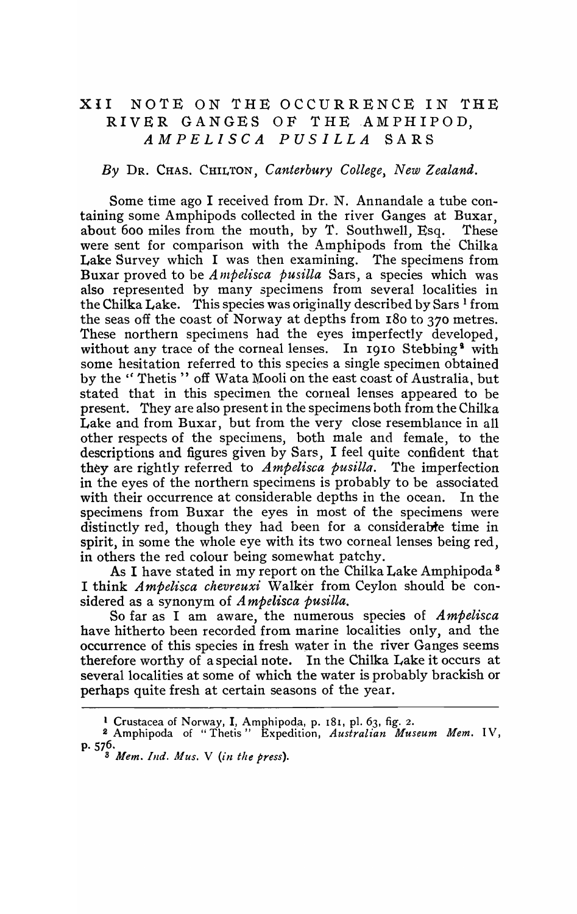# XII NOTE ON THE OCCURRENCE IN THE RIVER GANGES OF THE AMPHIPOD, *AMPELISCA PUSILLA* SARS

*By* DR. CHAS. CHILTON, *Canterbury College, New Zealand.*

Some time ago I received from Dr. N. Annandale a tube containing some Amphipods collected in the river Ganges at Buxar, about 600 miles from the mouth, by T. Southwell, Esq. These were sent for comparison with the Amphipods from the Chilka Lake Survey which I was then examining. The specimens from Buxar proved to be *Ampelisca pusilla* Sars, a species which was also represented by many specimens from several localities in the Chilka Lake. This species was originally described by Sars [1] from the seas off the coast of Norway at depths from 180 to 370 metres. These northern specimens had the eyes imperfectly developed, without any trace of the corneal lenses. In 1910 Stebbing [2] with some hesitation referred to this species a single specimen obtained by the "Thetis" off Wata Mooli on the east coast of Australia, but stated that in this specimen the corneal lenses appeared to be present. They are also present in the specimens both from the Chilka Lake and from Buxar, but from the very close resemblance in all other respects of the specimens, both male and female, to the descriptions and figures given by Sars, I feel quite confident that they are rightly referred to *Ampelisca pusilla*. The imperfection in the eyes of the northern specimens is probably to be associated with their occurrence at considerable depths in the ocean. In the specimens from Buxar the eyes in most of the specimens were distinctly red, though they had been for a considerable time in spirit, in some the whole eye with its two corneal lenses being red, in others the red colour being somewhat patchy.

As I have stated in my report on the Chilka Lake Amphipoda [3] I think *Ampelisca chevreuxi* Walker from Ceylon should be considered as a synonym of *Ampelisca pusilla*.

So far as I am aware, the numerous species of *Ampelisca* have hitherto been recorded from marine localities only, and the occurrence of this species in fresh water in the river Ganges seems therefore worthy of a special note. In the Chilka Lake it occurs at several localities at some of which the water is probably brackish or perhaps quite fresh at certain seasons of the year.

---

[1] Crustacea of Norway, I, Amphipoda, p. 181, pl. 63, fig. 2.

[2] Amphipoda of "Thetis" Expedition, *Australian Museum Mem.* IV, p. 576.

[3] *Mem. Ind. Mus.* V (*in the press*).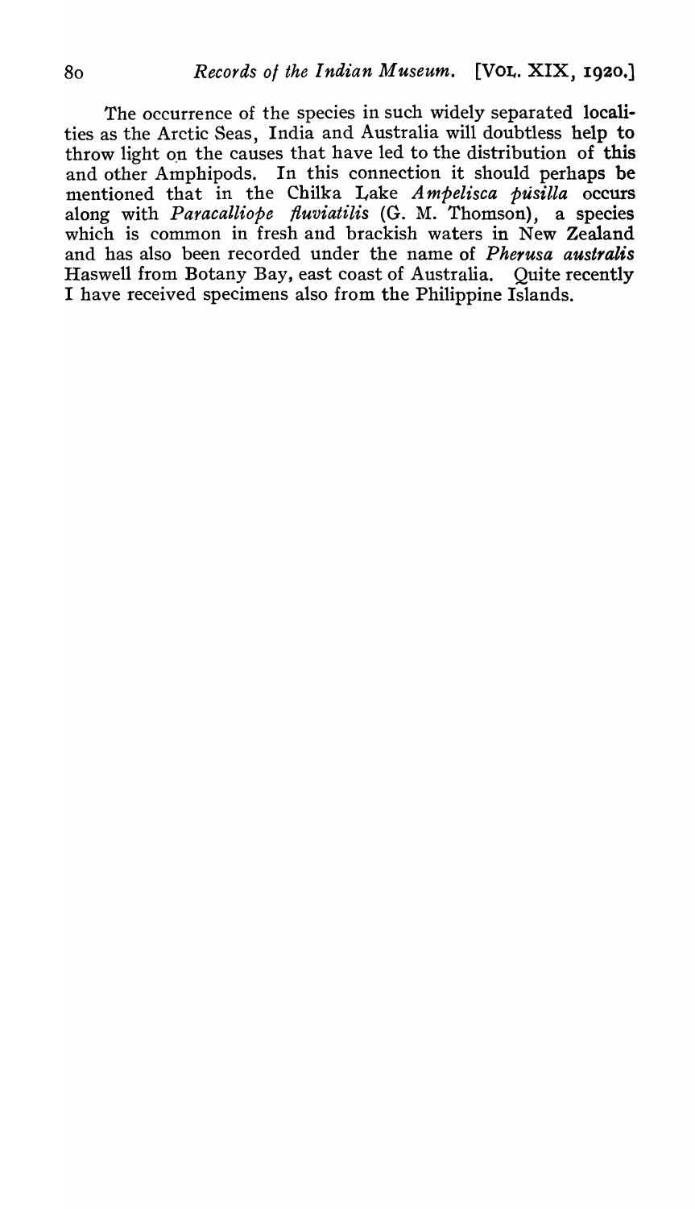The occurrence of the species in such widely separated localities as the Arctic Seas, India and Australia will doubtless help to throw light on the causes that have led to the distribution of this and other Amphipods. In this connection it should perhaps be mentioned that in the Chilka Lake *Ampelisca pusilla* occurs along with *Paracalliope fluviatilis* (G. M. Thomson), a species which is common in fresh and brackish waters in New Zealand and has also been recorded under the name of *Pherusa australis* Haswell from Botany Bay, east coast of Australia. Quite recently I have received specimens also from the Philippine Islands.